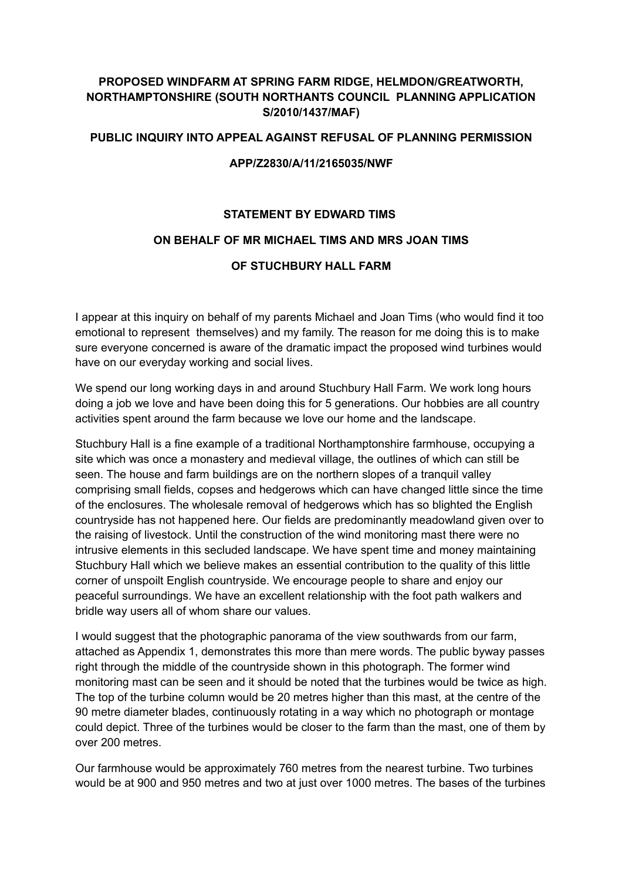**PROPOSED WINDFARM AT SPRING FARM RIDGE, HELMDON/GREATWORTH, NORTHAMPTONSHIRE (SOUTH NORTHANTS COUNCIL PLANNING APPLICATION S/2010/1437/MAF)**

**PUBLIC INQUIRY INTO APPEAL AGAINST REFUSAL OF PLANNING PERMISSION**

**APP/Z2830/A/11/2165035/NWF**

**STATEMENT BY EDWARD TIMS**

**ON BEHALF OF MR MICHAEL TIMS AND MRS JOAN TIMS**

**OF STUCHBURY HALL FARM**

I appear at this inquiry on behalf of my parents Michael and Joan Tims (who would find it too emotional to represent themselves) and my family. The reason for me doing this is to make sure everyone concerned is aware of the dramatic impact the proposed wind turbines would have on our everyday working and social lives.

We spend our long working days in and around Stuchbury Hall Farm. We work long hours doing a job we love and have been doing this for 5 generations. Our hobbies are all country activities spent around the farm because we love our home and the landscape.

Stuchbury Hall is a fine example of a traditional Northamptonshire farmhouse, occupying a site which was once a monastery and medieval village, the outlines of which can still be seen. The house and farm buildings are on the northern slopes of a tranquil valley comprising small fields, copses and hedgerows which can have changed little since the time of the enclosures. The wholesale removal of hedgerows which has so blighted the English countryside has not happened here. Our fields are predominantly meadowland given over to the raising of livestock. Until the construction of the wind monitoring mast there were no intrusive elements in this secluded landscape. We have spent time and money maintaining Stuchbury Hall which we believe makes an essential contribution to the quality of this little corner of unspoilt English countryside. We encourage people to share and enjoy our peaceful surroundings. We have an excellent relationship with the foot path walkers and bridle way users all of whom share our values.

I would suggest that the photographic panorama of the view southwards from our farm, attached as Appendix 1, demonstrates this more than mere words. The public byway passes right through the middle of the countryside shown in this photograph. The former wind monitoring mast can be seen and it should be noted that the turbines would be twice as high. The top of the turbine column would be 20 metres higher than this mast, at the centre of the 90 metre diameter blades, continuously rotating in a way which no photograph or montage could depict. Three of the turbines would be closer to the farm than the mast, one of them by over 200 metres.

Our farmhouse would be approximately 760 metres from the nearest turbine. Two turbines would be at 900 and 950 metres and two at just over 1000 metres. The bases of the turbines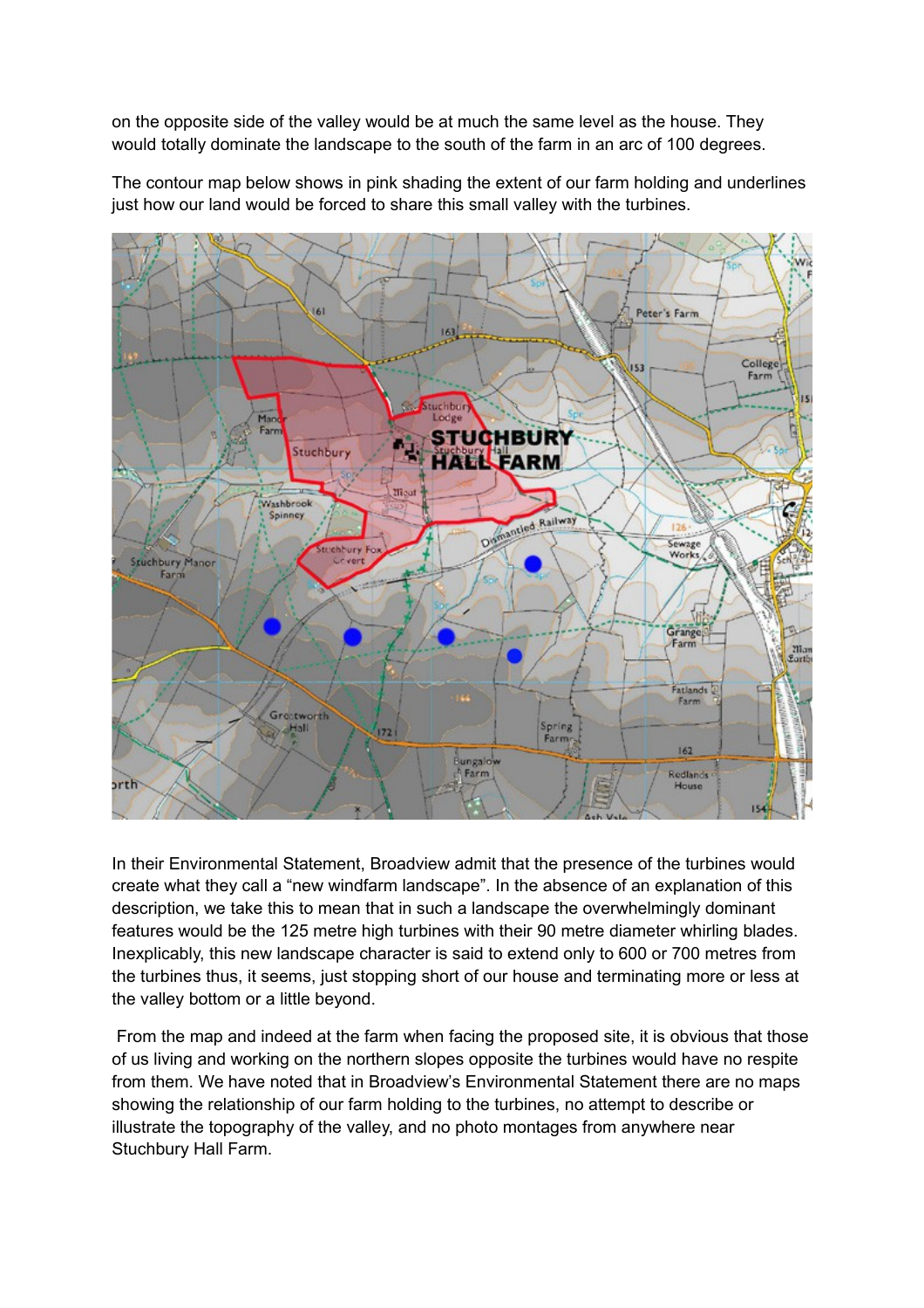on the opposite side of the valley would be at much the same level as the house. They would totally dominate the landscape to the south of the farm in an arc of 100 degrees.

The contour map below shows in pink shading the extent of our farm holding and underlines just how our land would be forced to share this small valley with the turbines.

In their Environmental Statement, Broadview admit that the presence of the turbines would create what they call a "new windfarm landscape". In the absence of an explanation of this description, we take this to mean that in such a landscape the overwhelmingly dominant features would be the 125 metre high turbines with their 90 metre diameter whirling blades. Inexplicably, this new landscape character is said to extend only to 600 or 700 metres from the turbines thus, it seems, just stopping short of our house and terminating more or less at the valley bottom or a little beyond.

From the map and indeed at the farm when facing the proposed site, it is obvious that those of us living and working on the northern slopes opposite the turbines would have no respite from them. We have noted that in Broadview's Environmental Statement there are no maps showing the relationship of our farm holding to the turbines, no attempt to describe or illustrate the topography of the valley, and no photo montages from anywhere near Stuchbury Hall Farm.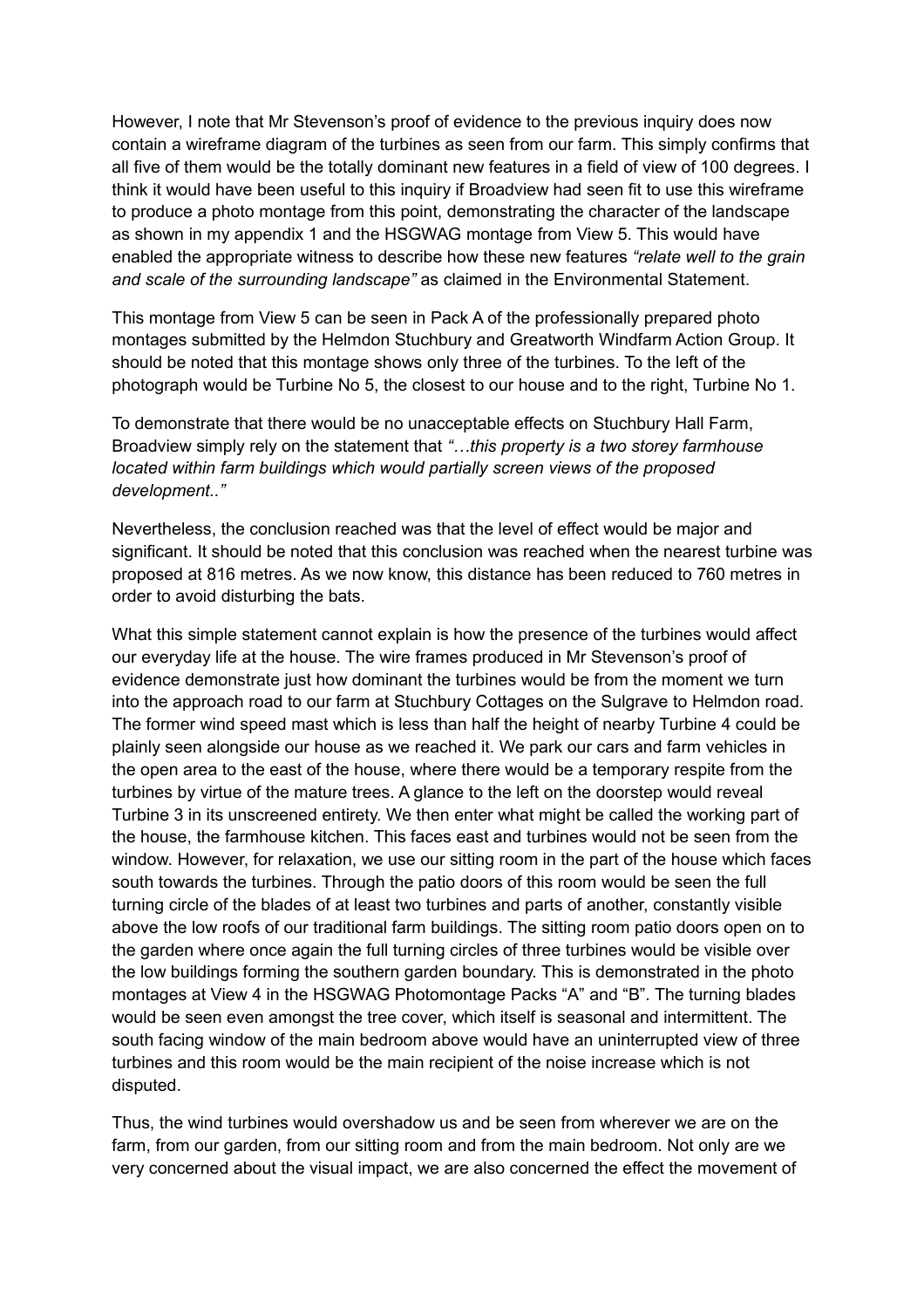However, I note that Mr Stevenson's proof of evidence to the previous inquiry does now contain a wireframe diagram of the turbines as seen from our farm. This simply confirms that all five of them would be the totally dominant new features in a field of view of 100 degrees. I think it would have been useful to this inquiry if Broadview had seen fit to use this wireframe to produce a photo montage from this point, demonstrating the character of the landscape as shown in my appendix 1 and the HSGWAG montage from View 5. This would have enabled the appropriate witness to describe how these new features *"relate well to the grain and scale of the surrounding landscape"* as claimed in the Environmental Statement.

This montage from View 5 can be seen in Pack A of the professionally prepared photo montages submitted by the Helmdon Stuchbury and Greatworth Windfarm Action Group. It should be noted that this montage shows only three of the turbines. To the left of the photograph would be Turbine No 5, the closest to our house and to the right, Turbine No 1.

To demonstrate that there would be no unacceptable effects on Stuchbury Hall Farm, Broadview simply rely on the statement that *"…this property is a two storey farmhouse located within farm buildings which would partially screen views of the proposed development.."*

Nevertheless, the conclusion reached was that the level of effect would be major and significant. It should be noted that this conclusion was reached when the nearest turbine was proposed at 816 metres. As we now know, this distance has been reduced to 760 metres in order to avoid disturbing the bats.

What this simple statement cannot explain is how the presence of the turbines would affect our everyday life at the house. The wire frames produced in Mr Stevenson's proof of evidence demonstrate just how dominant the turbines would be from the moment we turn into the approach road to our farm at Stuchbury Cottages on the Sulgrave to Helmdon road. The former wind speed mast which is less than half the height of nearby Turbine 4 could be plainly seen alongside our house as we reached it. We park our cars and farm vehicles in the open area to the east of the house, where there would be a temporary respite from the turbines by virtue of the mature trees. A glance to the left on the doorstep would reveal Turbine 3 in its unscreened entirety. We then enter what might be called the working part of the house, the farmhouse kitchen. This faces east and turbines would not be seen from the window. However, for relaxation, we use our sitting room in the part of the house which faces south towards the turbines. Through the patio doors of this room would be seen the full turning circle of the blades of at least two turbines and parts of another, constantly visible above the low roofs of our traditional farm buildings. The sitting room patio doors open on to the garden where once again the full turning circles of three turbines would be visible over the low buildings forming the southern garden boundary. This is demonstrated in the photo montages at View 4 in the HSGWAG Photomontage Packs "A" and "B". The turning blades would be seen even amongst the tree cover, which itself is seasonal and intermittent. The south facing window of the main bedroom above would have an uninterrupted view of three turbines and this room would be the main recipient of the noise increase which is not disputed.

Thus, the wind turbines would overshadow us and be seen from wherever we are on the farm, from our garden, from our sitting room and from the main bedroom. Not only are we very concerned about the visual impact, we are also concerned the effect the movement of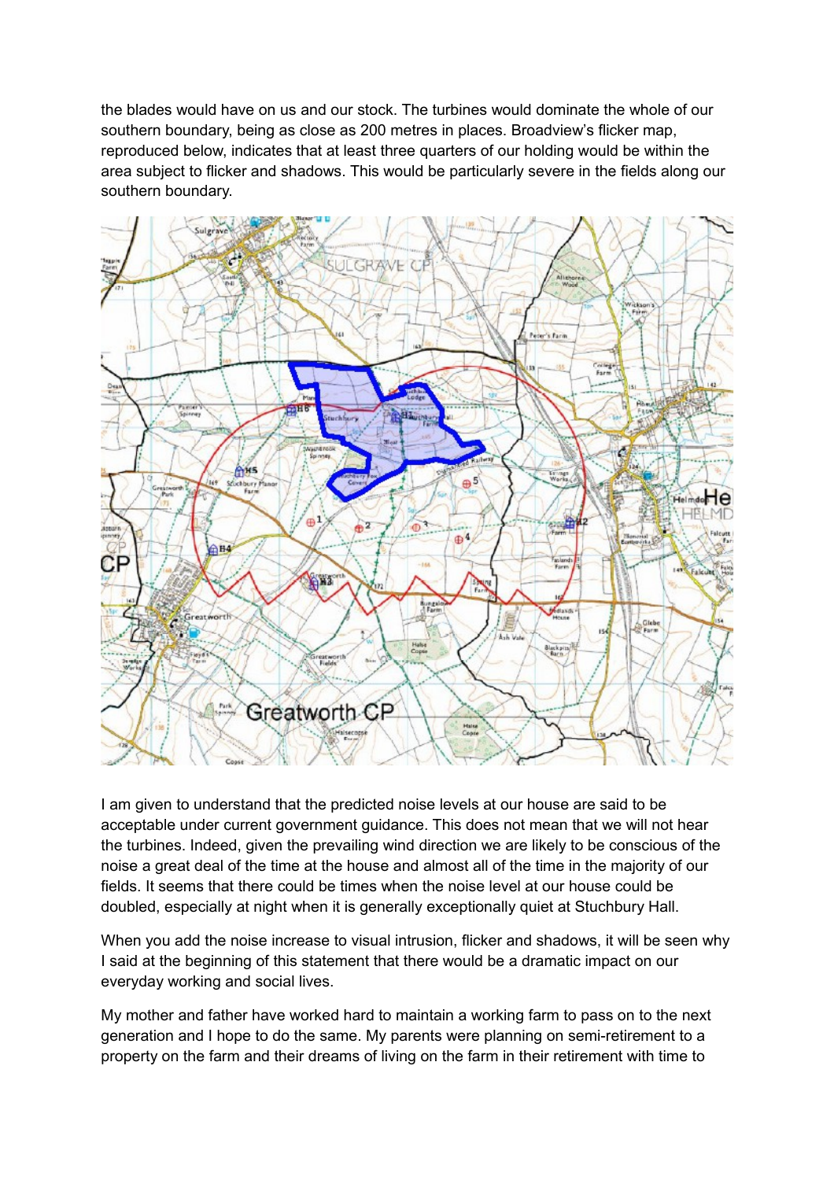the blades would have on us and our stock. The turbines would dominate the whole of our southern boundary, being as close as 200 metres in places. Broadview's flicker map, reproduced below, indicates that at least three quarters of our holding would be within the area subject to flicker and shadows. This would be particularly severe in the fields along our southern boundary.

I am given to understand that the predicted noise levels at our house are said to be acceptable under current government guidance. This does not mean that we will not hear the turbines. Indeed, given the prevailing wind direction we are likely to be conscious of the noise a great deal of the time at the house and almost all of the time in the majority of our fields. It seems that there could be times when the noise level at our house could be doubled, especially at night when it is generally exceptionally quiet at Stuchbury Hall.

When you add the noise increase to visual intrusion, flicker and shadows, it will be seen why I said at the beginning of this statement that there would be a dramatic impact on our everyday working and social lives.

My mother and father have worked hard to maintain a working farm to pass on to the next generation and I hope to do the same. My parents were planning on semi-retirement to a property on the farm and their dreams of living on the farm in their retirement with time to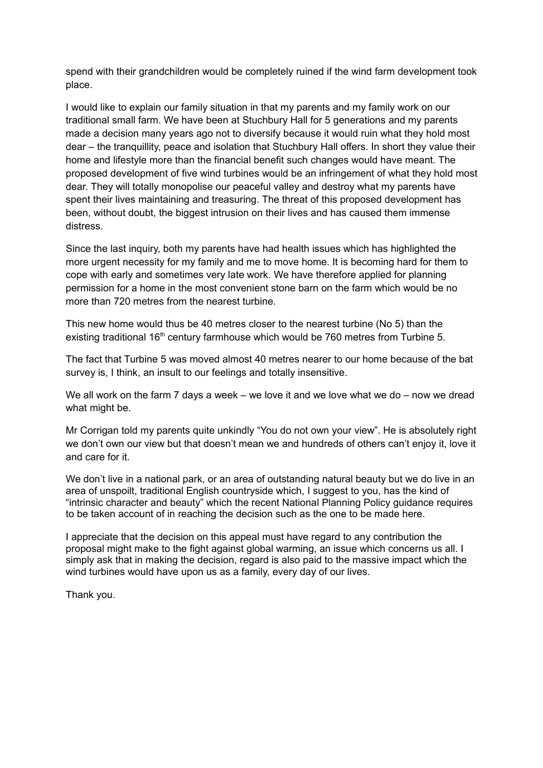spend with their grandchildren would be completely ruined if the wind farm development took place.

I would like to explain our family situation in that my parents and my family work on our traditional small farm. We have been at Stuchbury Hall for 5 generations and my parents made a decision many years ago not to diversify because it would ruin what they hold most dear – the tranquillity, peace and isolation that Stuchbury Hall offers. In short they value their home and lifestyle more than the financial benefit such changes would have meant. The proposed development of five wind turbines would be an infringement of what they hold most dear. They will totally monopolise our peaceful valley and destroy what my parents have spent their lives maintaining and treasuring. The threat of this proposed development has been, without doubt, the biggest intrusion on their lives and has caused them immense distress.

Since the last inquiry, both my parents have had health issues which has highlighted the more urgent necessity for my family and me to move home. It is becoming hard for them to cope with early and sometimes very late work. We have therefore applied for planning permission for a home in the most convenient stone barn on the farm which would be no more than 720 metres from the nearest turbine.

This new home would thus be 40 metres closer to the nearest turbine (No 5) than the existing traditional 16th century farmhouse which would be 760 metres from Turbine 5.

The fact that Turbine 5 was moved almost 40 metres nearer to our home because of the bat survey is, I think, an insult to our feelings and totally insensitive.

We all work on the farm 7 days a week – we love it and we love what we do – now we dread what might be.

Mr Corrigan told my parents quite unkindly "You do not own your view". He is absolutely right we don't own our view but that doesn't mean we and hundreds of others can't enjoy it, love it and care for it.

We don't live in a national park, or an area of outstanding natural beauty but we do live in an area of unspoilt, traditional English countryside which, I suggest to you, has the kind of "intrinsic character and beauty" which the recent National Planning Policy guidance requires to be taken account of in reaching the decision such as the one to be made here.

I appreciate that the decision on this appeal must have regard to any contribution the proposal might make to the fight against global warming, an issue which concerns us all. I simply ask that in making the decision, regard is also paid to the massive impact which the wind turbines would have upon us as a family, every day of our lives.

Thank you.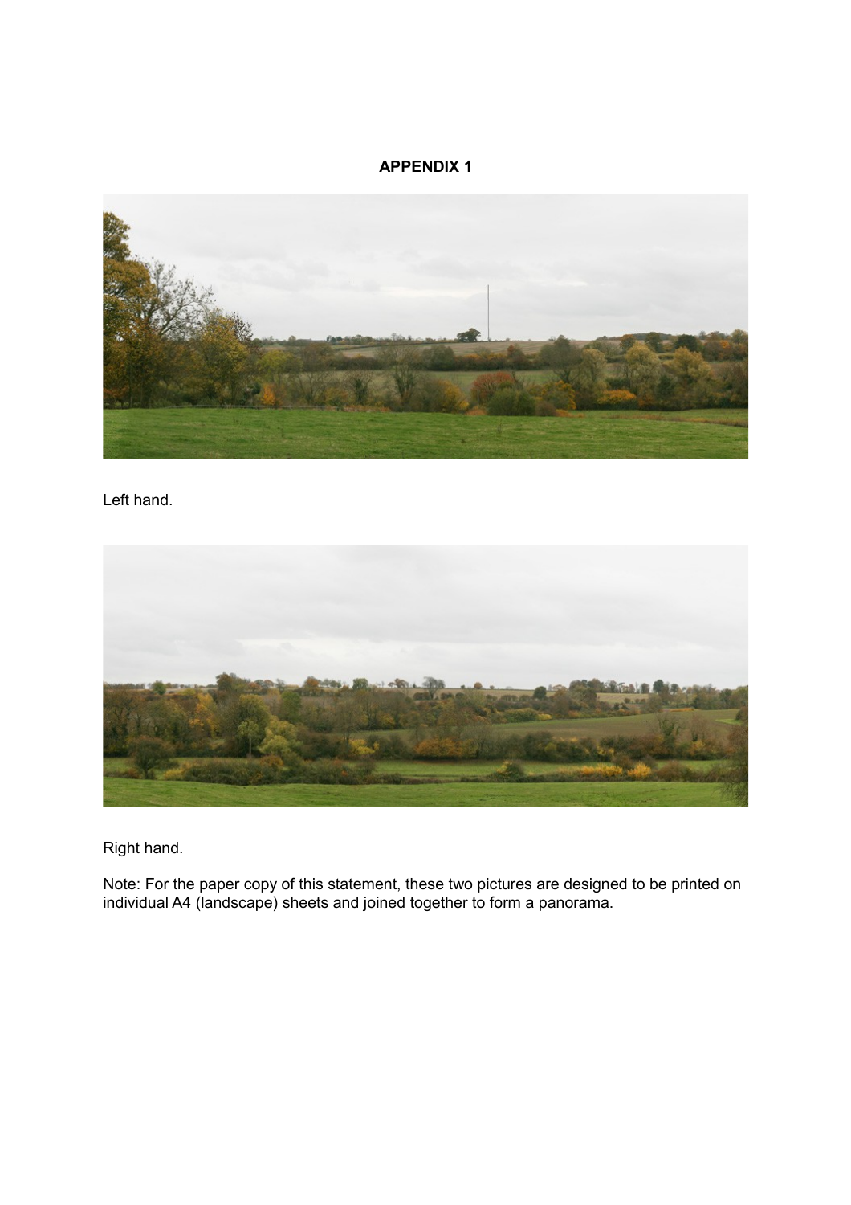**APPENDIX 1**

Left hand.

Right hand.

Note: For the paper copy of this statement, these two pictures are designed to be printed on individual A4 (landscape) sheets and joined together to form a panorama.